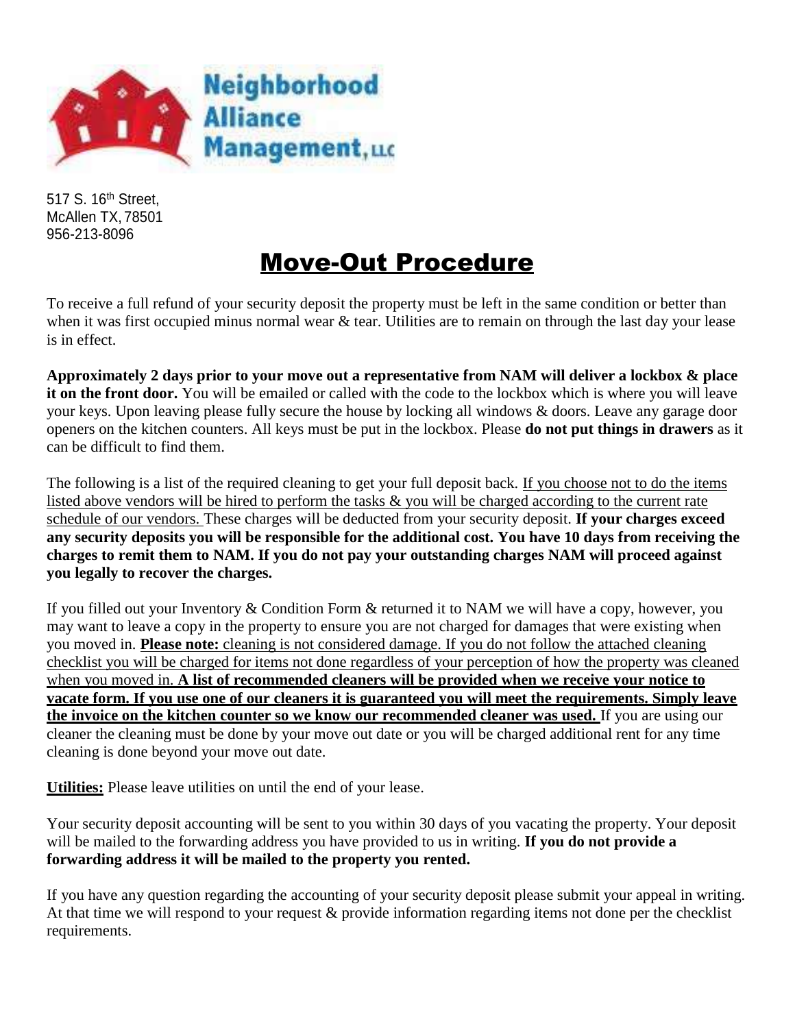**Neighborhood Alliance Management, LLC**

517 S. 16th Street,
McAllen TX, 78501
956-213-8096

# Move-Out Procedure

To receive a full refund of your security deposit the property must be left in the same condition or better than when it was first occupied minus normal wear & tear. Utilities are to remain on through the last day your lease is in effect.

**Approximately 2 days prior to your move out a representative from NAM will deliver a lockbox & place it on the front door.** You will be emailed or called with the code to the lockbox which is where you will leave your keys. Upon leaving please fully secure the house by locking all windows & doors. Leave any garage door openers on the kitchen counters. All keys must be put in the lockbox. Please **do not put things in drawers** as it can be difficult to find them.

The following is a list of the required cleaning to get your full deposit back. <u>If you choose not to do the items listed above vendors will be hired to perform the tasks & you will be charged according to the current rate schedule of our vendors.</u> These charges will be deducted from your security deposit. **If your charges exceed any security deposits you will be responsible for the additional cost. You have 10 days from receiving the charges to remit them to NAM. If you do not pay your outstanding charges NAM will proceed against you legally to recover the charges.**

If you filled out your Inventory & Condition Form & returned it to NAM we will have a copy, however, you may want to leave a copy in the property to ensure you are not charged for damages that were existing when you moved in. <u>**Please note:** cleaning is not considered damage. If you do not follow the attached cleaning checklist you will be charged for items not done regardless of your perception of how the property was cleaned when you moved in. **A list of recommended cleaners will be provided when we receive your notice to vacate form. If you use one of our cleaners it is guaranteed you will meet the requirements. Simply leave the invoice on the kitchen counter so we know our recommended cleaner was used.**</u> If you are using our cleaner the cleaning must be done by your move out date or you will be charged additional rent for any time cleaning is done beyond your move out date.

<u>**Utilities:**</u> Please leave utilities on until the end of your lease.

Your security deposit accounting will be sent to you within 30 days of you vacating the property. Your deposit will be mailed to the forwarding address you have provided to us in writing. **If you do not provide a forwarding address it will be mailed to the property you rented.**

If you have any question regarding the accounting of your security deposit please submit your appeal in writing. At that time we will respond to your request & provide information regarding items not done per the checklist requirements.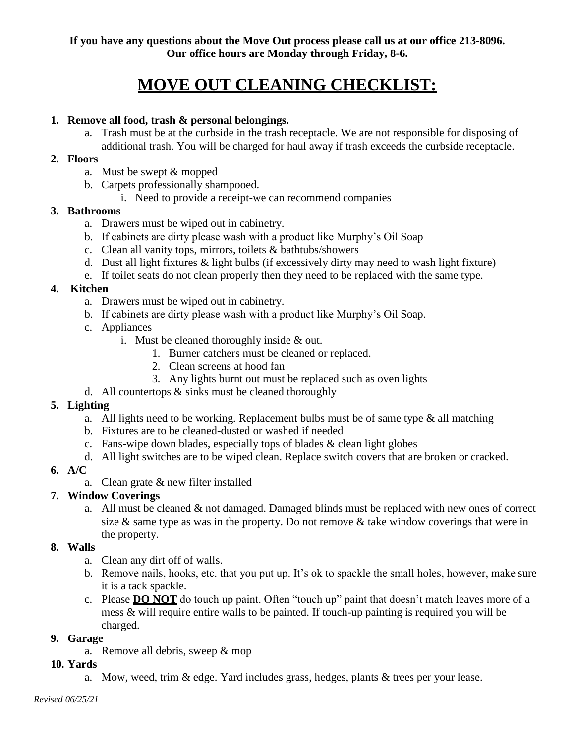**If you have any questions about the Move Out process please call us at our office 213-8096. Our office hours are Monday through Friday, 8-6.**

# MOVE OUT CLEANING CHECKLIST:

1. **Remove all food, trash & personal belongings.**
   a. Trash must be at the curbside in the trash receptacle. We are not responsible for disposing of additional trash. You will be charged for haul away if trash exceeds the curbside receptacle.
2. **Floors**
   a. Must be swept & mopped
   b. Carpets professionally shampooed.
      i. <u>Need to provide a receipt</u>-we can recommend companies
3. **Bathrooms**
   a. Drawers must be wiped out in cabinetry.
   b. If cabinets are dirty please wash with a product like Murphy's Oil Soap
   c. Clean all vanity tops, mirrors, toilets & bathtubs/showers
   d. Dust all light fixtures & light bulbs (if excessively dirty may need to wash light fixture)
   e. If toilet seats do not clean properly then they need to be replaced with the same type.
4. **Kitchen**
   a. Drawers must be wiped out in cabinetry.
   b. If cabinets are dirty please wash with a product like Murphy's Oil Soap.
   c. Appliances
      i. Must be cleaned thoroughly inside & out.
         1. Burner catchers must be cleaned or replaced.
         2. Clean screens at hood fan
         3. Any lights burnt out must be replaced such as oven lights
   d. All countertops & sinks must be cleaned thoroughly
5. **Lighting**
   a. All lights need to be working. Replacement bulbs must be of same type & all matching
   b. Fixtures are to be cleaned-dusted or washed if needed
   c. Fans-wipe down blades, especially tops of blades & clean light globes
   d. All light switches are to be wiped clean. Replace switch covers that are broken or cracked.
6. **A/C**
   a. Clean grate & new filter installed
7. **Window Coverings**
   a. All must be cleaned & not damaged. Damaged blinds must be replaced with new ones of correct size & same type as was in the property. Do not remove & take window coverings that were in the property.
8. **Walls**
   a. Clean any dirt off of walls.
   b. Remove nails, hooks, etc. that you put up. It's ok to spackle the small holes, however, make sure it is a tack spackle.
   c. Please **<u>DO NOT</u>** do touch up paint. Often "touch up" paint that doesn't match leaves more of a mess & will require entire walls to be painted. If touch-up painting is required you will be charged.
9. **Garage**
   a. Remove all debris, sweep & mop
10. **Yards**
    a. Mow, weed, trim & edge. Yard includes grass, hedges, plants & trees per your lease.

*Revised 06/25/21*